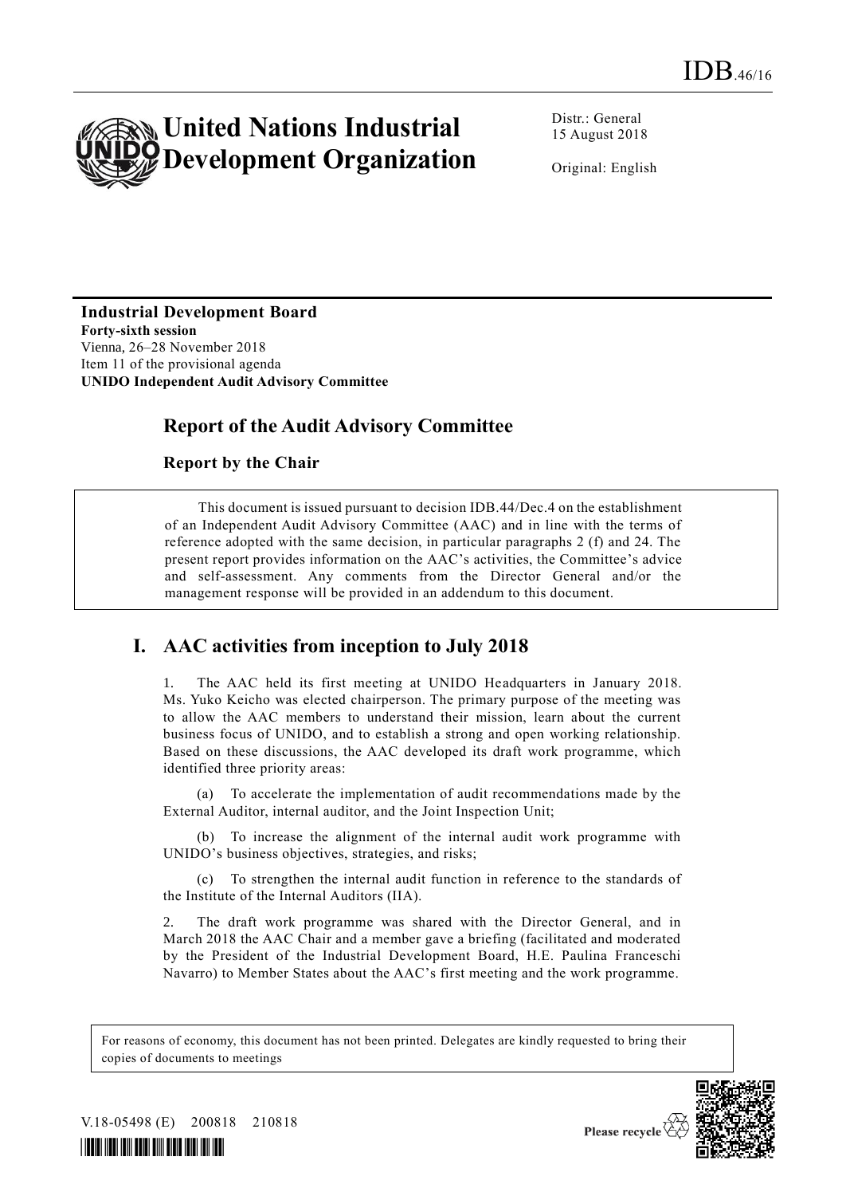# IDB.46/16

**United Nations Industrial Development Organization**

Distr.: General
15 August 2018

Original: English

**Industrial Development Board**
**Forty-sixth session**
Vienna, 26–28 November 2018
Item 11 of the provisional agenda
**UNIDO Independent Audit Advisory Committee**

## Report of the Audit Advisory Committee

### Report by the Chair

> This document is issued pursuant to decision IDB.44/Dec.4 on the establishment of an Independent Audit Advisory Committee (AAC) and in line with the terms of reference adopted with the same decision, in particular paragraphs 2 (f) and 24. The present report provides information on the AAC's activities, the Committee's advice and self-assessment. Any comments from the Director General and/or the management response will be provided in an addendum to this document.

## I. AAC activities from inception to July 2018

1. The AAC held its first meeting at UNIDO Headquarters in January 2018. Ms. Yuko Keicho was elected chairperson. The primary purpose of the meeting was to allow the AAC members to understand their mission, learn about the current business focus of UNIDO, and to establish a strong and open working relationship. Based on these discussions, the AAC developed its draft work programme, which identified three priority areas:

   (a) To accelerate the implementation of audit recommendations made by the External Auditor, internal auditor, and the Joint Inspection Unit;

   (b) To increase the alignment of the internal audit work programme with UNIDO's business objectives, strategies, and risks;

   (c) To strengthen the internal audit function in reference to the standards of the Institute of the Internal Auditors (IIA).

2. The draft work programme was shared with the Director General, and in March 2018 the AAC Chair and a member gave a briefing (facilitated and moderated by the President of the Industrial Development Board, H.E. Paulina Franceschi Navarro) to Member States about the AAC's first meeting and the work programme.

For reasons of economy, this document has not been printed. Delegates are kindly requested to bring their copies of documents to meetings

V.18-05498 (E) 200818 210818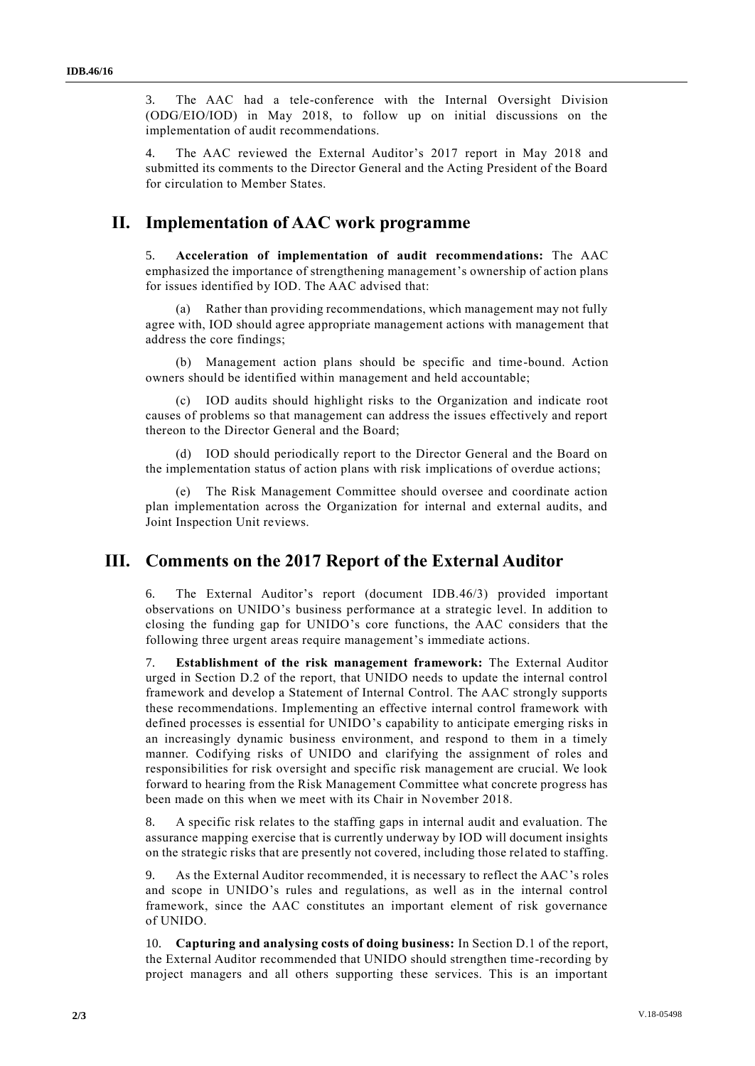3. The AAC had a tele-conference with the Internal Oversight Division (ODG/EIO/IOD) in May 2018, to follow up on initial discussions on the implementation of audit recommendations.

4. The AAC reviewed the External Auditor's 2017 report in May 2018 and submitted its comments to the Director General and the Acting President of the Board for circulation to Member States.

## II. Implementation of AAC work programme

5. **Acceleration of implementation of audit recommendations:** The AAC emphasized the importance of strengthening management's ownership of action plans for issues identified by IOD. The AAC advised that:

(a) Rather than providing recommendations, which management may not fully agree with, IOD should agree appropriate management actions with management that address the core findings;

(b) Management action plans should be specific and time-bound. Action owners should be identified within management and held accountable;

(c) IOD audits should highlight risks to the Organization and indicate root causes of problems so that management can address the issues effectively and report thereon to the Director General and the Board;

(d) IOD should periodically report to the Director General and the Board on the implementation status of action plans with risk implications of overdue actions;

(e) The Risk Management Committee should oversee and coordinate action plan implementation across the Organization for internal and external audits, and Joint Inspection Unit reviews.

## III. Comments on the 2017 Report of the External Auditor

6. The External Auditor's report (document IDB.46/3) provided important observations on UNIDO's business performance at a strategic level. In addition to closing the funding gap for UNIDO's core functions, the AAC considers that the following three urgent areas require management's immediate actions.

7. **Establishment of the risk management framework:** The External Auditor urged in Section D.2 of the report, that UNIDO needs to update the internal control framework and develop a Statement of Internal Control. The AAC strongly supports these recommendations. Implementing an effective internal control framework with defined processes is essential for UNIDO's capability to anticipate emerging risks in an increasingly dynamic business environment, and respond to them in a timely manner. Codifying risks of UNIDO and clarifying the assignment of roles and responsibilities for risk oversight and specific risk management are crucial. We look forward to hearing from the Risk Management Committee what concrete progress has been made on this when we meet with its Chair in November 2018.

8. A specific risk relates to the staffing gaps in internal audit and evaluation. The assurance mapping exercise that is currently underway by IOD will document insights on the strategic risks that are presently not covered, including those related to staffing.

9. As the External Auditor recommended, it is necessary to reflect the AAC's roles and scope in UNIDO's rules and regulations, as well as in the internal control framework, since the AAC constitutes an important element of risk governance of UNIDO.

10. **Capturing and analysing costs of doing business:** In Section D.1 of the report, the External Auditor recommended that UNIDO should strengthen time-recording by project managers and all others supporting these services. This is an important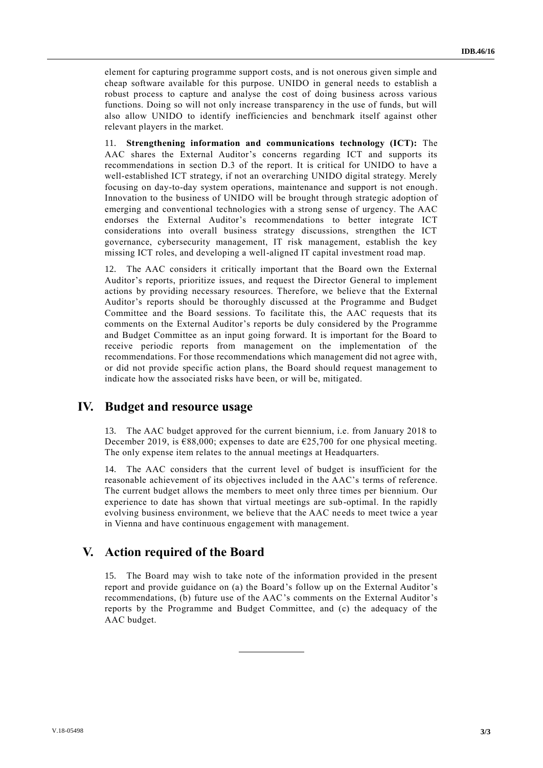element for capturing programme support costs, and is not onerous given simple and cheap software available for this purpose. UNIDO in general needs to establish a robust process to capture and analyse the cost of doing business across various functions. Doing so will not only increase transparency in the use of funds, but will also allow UNIDO to identify inefficiencies and benchmark itself against other relevant players in the market.

11. **Strengthening information and communications technology (ICT):** The AAC shares the External Auditor's concerns regarding ICT and supports its recommendations in section D.3 of the report. It is critical for UNIDO to have a well-established ICT strategy, if not an overarching UNIDO digital strategy. Merely focusing on day-to-day system operations, maintenance and support is not enough. Innovation to the business of UNIDO will be brought through strategic adoption of emerging and conventional technologies with a strong sense of urgency. The AAC endorses the External Auditor's recommendations to better integrate ICT considerations into overall business strategy discussions, strengthen the ICT governance, cybersecurity management, IT risk management, establish the key missing ICT roles, and developing a well-aligned IT capital investment road map.

12. The AAC considers it critically important that the Board own the External Auditor's reports, prioritize issues, and request the Director General to implement actions by providing necessary resources. Therefore, we believe that the External Auditor's reports should be thoroughly discussed at the Programme and Budget Committee and the Board sessions. To facilitate this, the AAC requests that its comments on the External Auditor's reports be duly considered by the Programme and Budget Committee as an input going forward. It is important for the Board to receive periodic reports from management on the implementation of the recommendations. For those recommendations which management did not agree with, or did not provide specific action plans, the Board should request management to indicate how the associated risks have been, or will be, mitigated.

## IV. Budget and resource usage

13. The AAC budget approved for the current biennium, i.e. from January 2018 to December 2019, is €88,000; expenses to date are €25,700 for one physical meeting. The only expense item relates to the annual meetings at Headquarters.

14. The AAC considers that the current level of budget is insufficient for the reasonable achievement of its objectives included in the AAC's terms of reference. The current budget allows the members to meet only three times per biennium. Our experience to date has shown that virtual meetings are sub-optimal. In the rapidly evolving business environment, we believe that the AAC needs to meet twice a year in Vienna and have continuous engagement with management.

## V. Action required of the Board

15. The Board may wish to take note of the information provided in the present report and provide guidance on (a) the Board's follow up on the External Auditor's recommendations, (b) future use of the AAC's comments on the External Auditor's reports by the Programme and Budget Committee, and (c) the adequacy of the AAC budget.